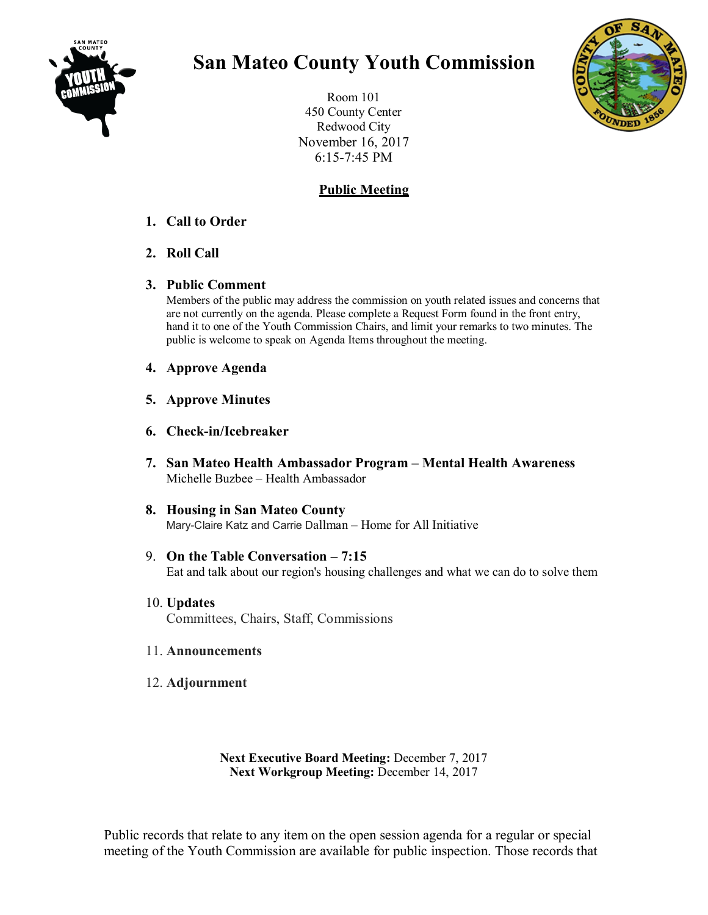# San Mateo County Youth Commission

Room 101
450 County Center
Redwood City
November 16, 2017
6:15-7:45 PM

## Public Meeting

1. **Call to Order**

2. **Roll Call**

3. **Public Comment**
   Members of the public may address the commission on youth related issues and concerns that are not currently on the agenda. Please complete a Request Form found in the front entry, hand it to one of the Youth Commission Chairs, and limit your remarks to two minutes. The public is welcome to speak on Agenda Items throughout the meeting.

4. **Approve Agenda**

5. **Approve Minutes**

6. **Check-in/Icebreaker**

7. **San Mateo Health Ambassador Program – Mental Health Awareness**
   Michelle Buzbee – Health Ambassador

8. **Housing in San Mateo County**
   Mary-Claire Katz and Carrie Dallman – Home for All Initiative

9. **On the Table Conversation – 7:15**
   Eat and talk about our region's housing challenges and what we can do to solve them

10. **Updates**
    Committees, Chairs, Staff, Commissions

11. **Announcements**

12. **Adjournment**

**Next Executive Board Meeting:** December 7, 2017
**Next Workgroup Meeting:** December 14, 2017

Public records that relate to any item on the open session agenda for a regular or special meeting of the Youth Commission are available for public inspection. Those records that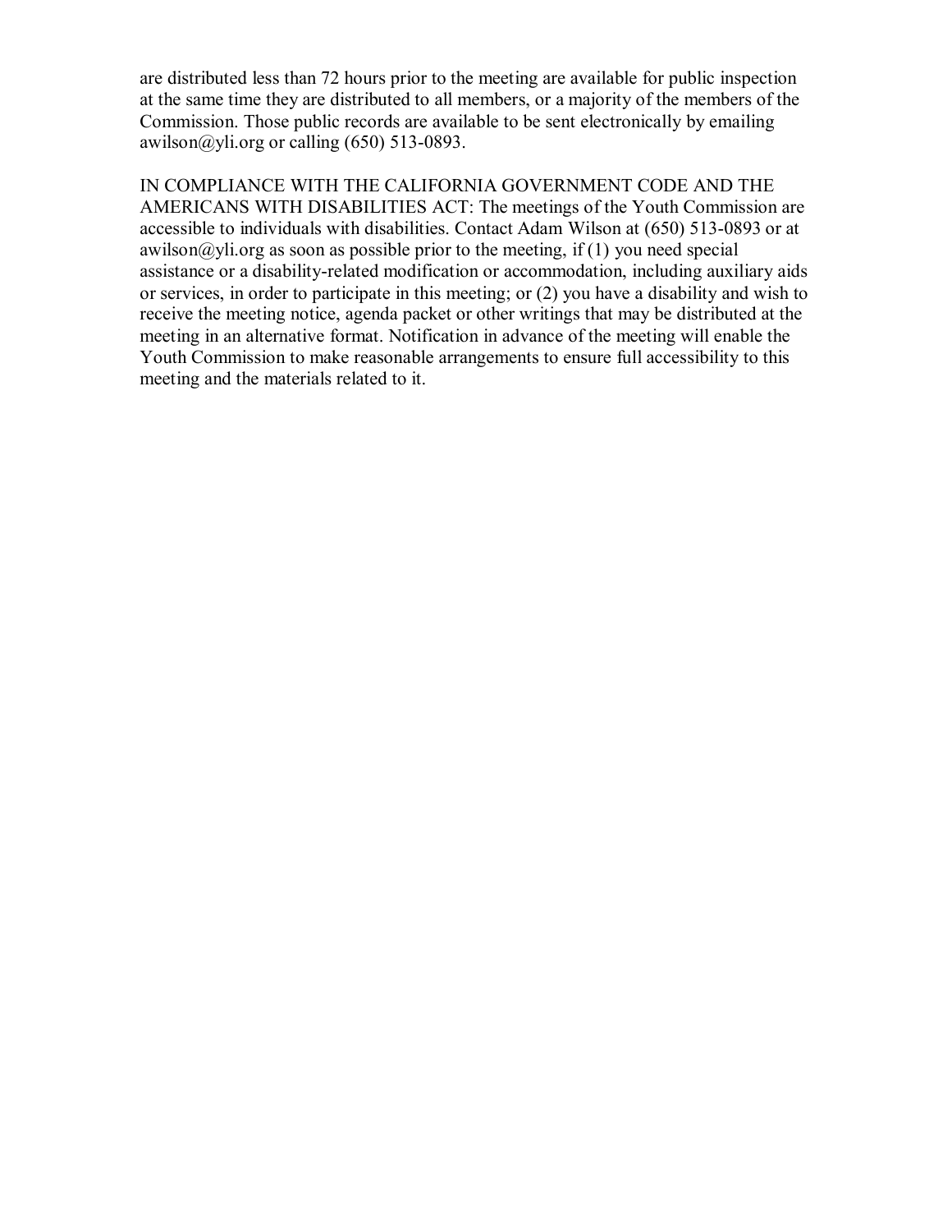are distributed less than 72 hours prior to the meeting are available for public inspection at the same time they are distributed to all members, or a majority of the members of the Commission. Those public records are available to be sent electronically by emailing awilson@yli.org or calling (650) 513-0893.

IN COMPLIANCE WITH THE CALIFORNIA GOVERNMENT CODE AND THE AMERICANS WITH DISABILITIES ACT: The meetings of the Youth Commission are accessible to individuals with disabilities. Contact Adam Wilson at (650) 513-0893 or at awilson@yli.org as soon as possible prior to the meeting, if (1) you need special assistance or a disability-related modification or accommodation, including auxiliary aids or services, in order to participate in this meeting; or (2) you have a disability and wish to receive the meeting notice, agenda packet or other writings that may be distributed at the meeting in an alternative format. Notification in advance of the meeting will enable the Youth Commission to make reasonable arrangements to ensure full accessibility to this meeting and the materials related to it.